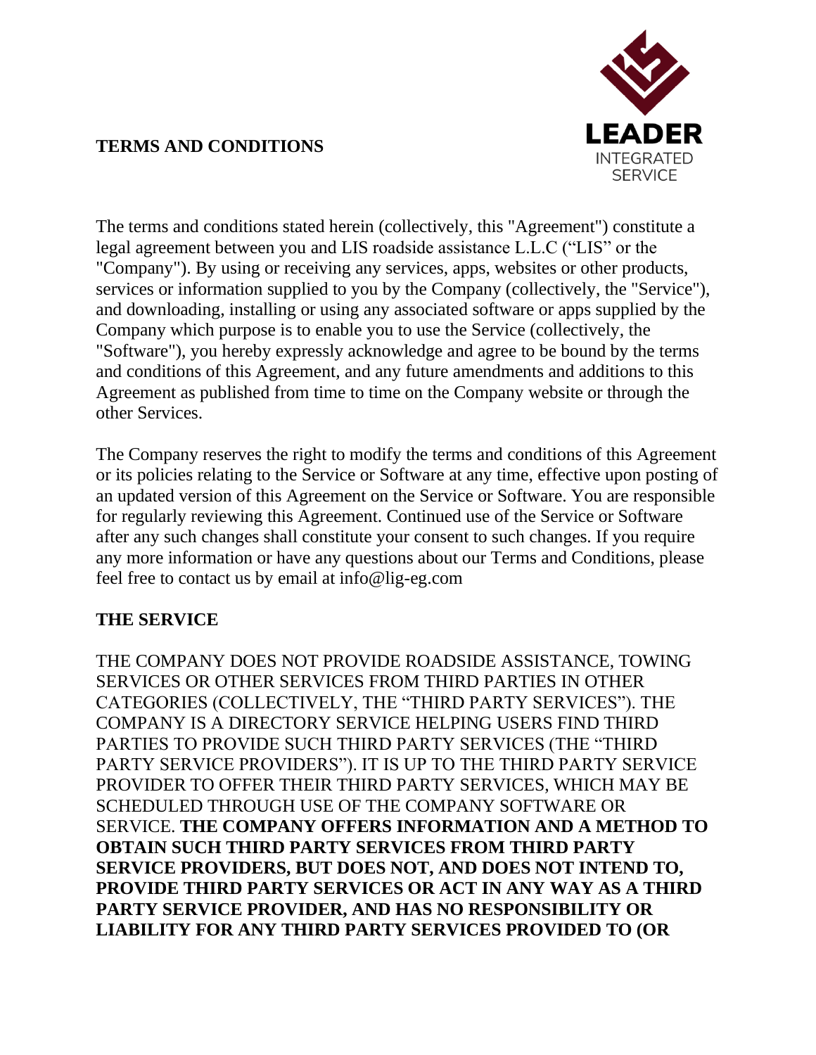# TERMS AND CONDITIONS

LEADER
INTEGRATED
SERVICE

The terms and conditions stated herein (collectively, this "Agreement") constitute a legal agreement between you and LIS roadside assistance L.L.C ("LIS" or the "Company"). By using or receiving any services, apps, websites or other products, services or information supplied to you by the Company (collectively, the "Service"), and downloading, installing or using any associated software or apps supplied by the Company which purpose is to enable you to use the Service (collectively, the "Software"), you hereby expressly acknowledge and agree to be bound by the terms and conditions of this Agreement, and any future amendments and additions to this Agreement as published from time to time on the Company website or through the other Services.

The Company reserves the right to modify the terms and conditions of this Agreement or its policies relating to the Service or Software at any time, effective upon posting of an updated version of this Agreement on the Service or Software. You are responsible for regularly reviewing this Agreement. Continued use of the Service or Software after any such changes shall constitute your consent to such changes. If you require any more information or have any questions about our Terms and Conditions, please feel free to contact us by email at info@lig-eg.com

## THE SERVICE

THE COMPANY DOES NOT PROVIDE ROADSIDE ASSISTANCE, TOWING SERVICES OR OTHER SERVICES FROM THIRD PARTIES IN OTHER CATEGORIES (COLLECTIVELY, THE "THIRD PARTY SERVICES"). THE COMPANY IS A DIRECTORY SERVICE HELPING USERS FIND THIRD PARTIES TO PROVIDE SUCH THIRD PARTY SERVICES (THE "THIRD PARTY SERVICE PROVIDERS"). IT IS UP TO THE THIRD PARTY SERVICE PROVIDER TO OFFER THEIR THIRD PARTY SERVICES, WHICH MAY BE SCHEDULED THROUGH USE OF THE COMPANY SOFTWARE OR SERVICE. **THE COMPANY OFFERS INFORMATION AND A METHOD TO OBTAIN SUCH THIRD PARTY SERVICES FROM THIRD PARTY SERVICE PROVIDERS, BUT DOES NOT, AND DOES NOT INTEND TO, PROVIDE THIRD PARTY SERVICES OR ACT IN ANY WAY AS A THIRD PARTY SERVICE PROVIDER, AND HAS NO RESPONSIBILITY OR LIABILITY FOR ANY THIRD PARTY SERVICES PROVIDED TO (OR**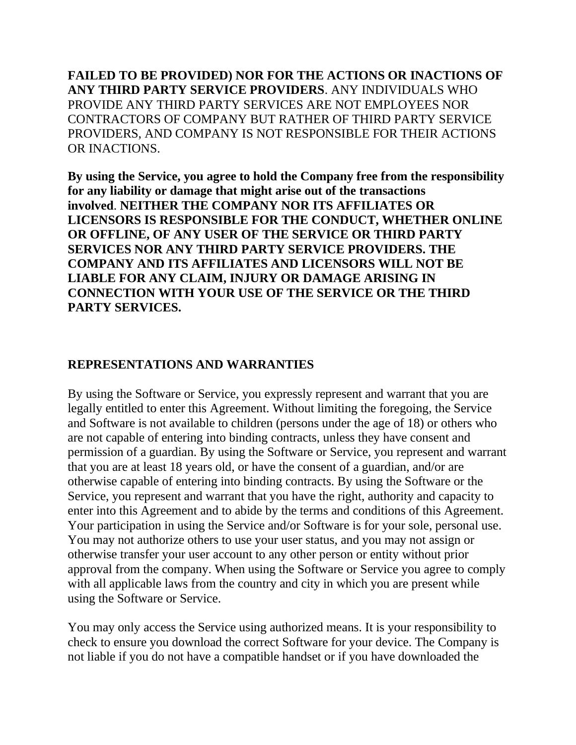**FAILED TO BE PROVIDED) NOR FOR THE ACTIONS OR INACTIONS OF ANY THIRD PARTY SERVICE PROVIDERS**. ANY INDIVIDUALS WHO PROVIDE ANY THIRD PARTY SERVICES ARE NOT EMPLOYEES NOR CONTRACTORS OF COMPANY BUT RATHER OF THIRD PARTY SERVICE PROVIDERS, AND COMPANY IS NOT RESPONSIBLE FOR THEIR ACTIONS OR INACTIONS.

**By using the Service, you agree to hold the Company free from the responsibility for any liability or damage that might arise out of the transactions involved**. **NEITHER THE COMPANY NOR ITS AFFILIATES OR LICENSORS IS RESPONSIBLE FOR THE CONDUCT, WHETHER ONLINE OR OFFLINE, OF ANY USER OF THE SERVICE OR THIRD PARTY SERVICES NOR ANY THIRD PARTY SERVICE PROVIDERS. THE COMPANY AND ITS AFFILIATES AND LICENSORS WILL NOT BE LIABLE FOR ANY CLAIM, INJURY OR DAMAGE ARISING IN CONNECTION WITH YOUR USE OF THE SERVICE OR THE THIRD PARTY SERVICES.**

## REPRESENTATIONS AND WARRANTIES

By using the Software or Service, you expressly represent and warrant that you are legally entitled to enter this Agreement. Without limiting the foregoing, the Service and Software is not available to children (persons under the age of 18) or others who are not capable of entering into binding contracts, unless they have consent and permission of a guardian. By using the Software or Service, you represent and warrant that you are at least 18 years old, or have the consent of a guardian, and/or are otherwise capable of entering into binding contracts. By using the Software or the Service, you represent and warrant that you have the right, authority and capacity to enter into this Agreement and to abide by the terms and conditions of this Agreement. Your participation in using the Service and/or Software is for your sole, personal use. You may not authorize others to use your user status, and you may not assign or otherwise transfer your user account to any other person or entity without prior approval from the company. When using the Software or Service you agree to comply with all applicable laws from the country and city in which you are present while using the Software or Service.

You may only access the Service using authorized means. It is your responsibility to check to ensure you download the correct Software for your device. The Company is not liable if you do not have a compatible handset or if you have downloaded the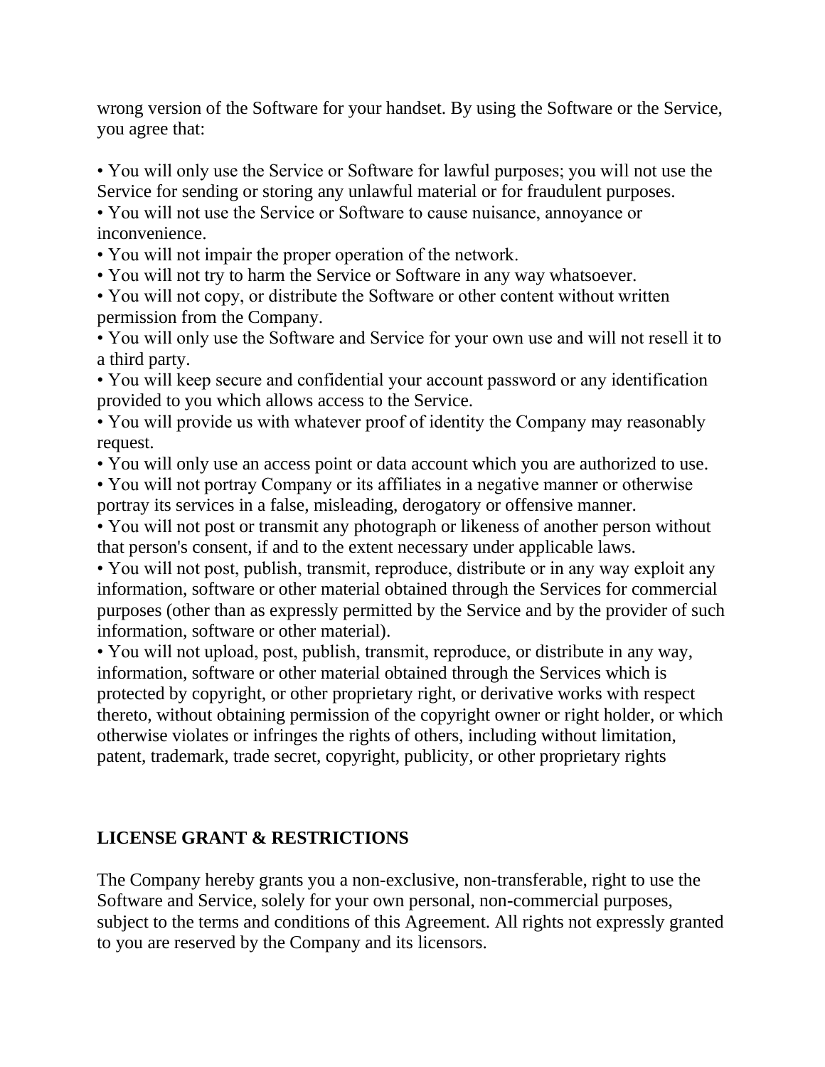wrong version of the Software for your handset. By using the Software or the Service, you agree that:

- You will only use the Service or Software for lawful purposes; you will not use the Service for sending or storing any unlawful material or for fraudulent purposes.
- You will not use the Service or Software to cause nuisance, annoyance or inconvenience.
- You will not impair the proper operation of the network.
- You will not try to harm the Service or Software in any way whatsoever.
- You will not copy, or distribute the Software or other content without written permission from the Company.
- You will only use the Software and Service for your own use and will not resell it to a third party.
- You will keep secure and confidential your account password or any identification provided to you which allows access to the Service.
- You will provide us with whatever proof of identity the Company may reasonably request.
- You will only use an access point or data account which you are authorized to use.
- You will not portray Company or its affiliates in a negative manner or otherwise portray its services in a false, misleading, derogatory or offensive manner.
- You will not post or transmit any photograph or likeness of another person without that person's consent, if and to the extent necessary under applicable laws.
- You will not post, publish, transmit, reproduce, distribute or in any way exploit any information, software or other material obtained through the Services for commercial purposes (other than as expressly permitted by the Service and by the provider of such information, software or other material).
- You will not upload, post, publish, transmit, reproduce, or distribute in any way, information, software or other material obtained through the Services which is protected by copyright, or other proprietary right, or derivative works with respect thereto, without obtaining permission of the copyright owner or right holder, or which otherwise violates or infringes the rights of others, including without limitation, patent, trademark, trade secret, copyright, publicity, or other proprietary rights

**LICENSE GRANT & RESTRICTIONS**

The Company hereby grants you a non-exclusive, non-transferable, right to use the Software and Service, solely for your own personal, non-commercial purposes, subject to the terms and conditions of this Agreement. All rights not expressly granted to you are reserved by the Company and its licensors.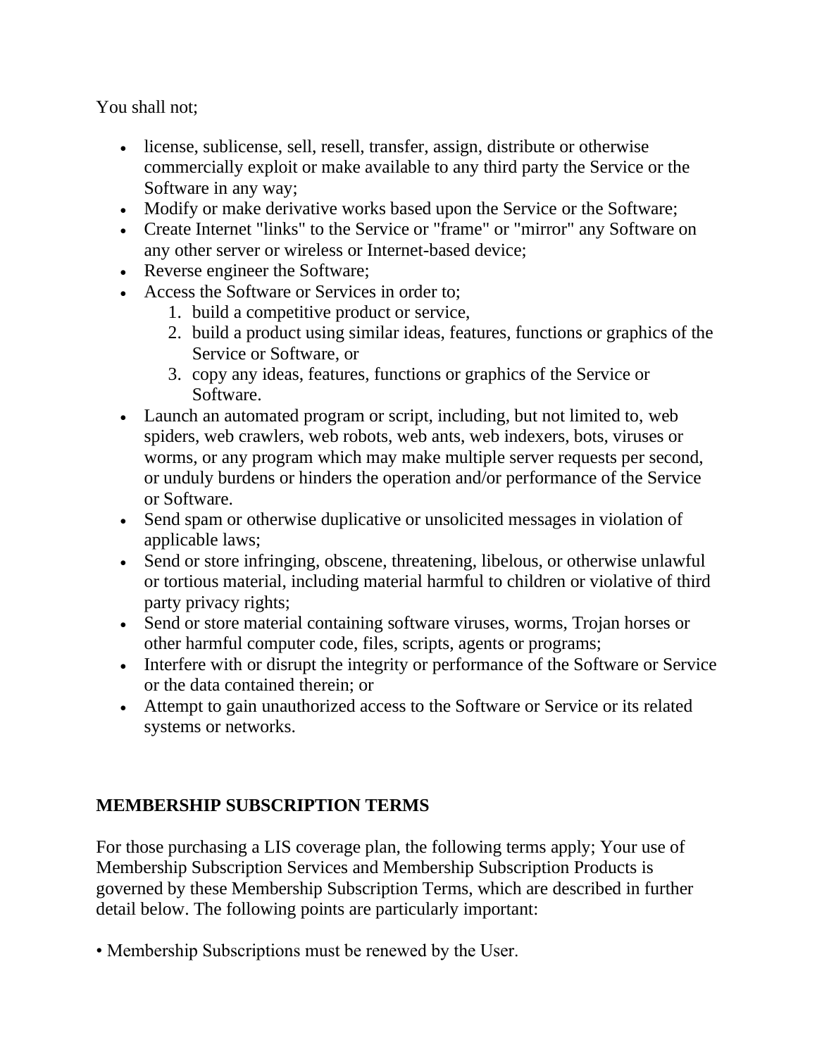You shall not;

- license, sublicense, sell, resell, transfer, assign, distribute or otherwise commercially exploit or make available to any third party the Service or the Software in any way;
- Modify or make derivative works based upon the Service or the Software;
- Create Internet "links" to the Service or "frame" or "mirror" any Software on any other server or wireless or Internet-based device;
- Reverse engineer the Software;
- Access the Software or Services in order to;
  1. build a competitive product or service,
  2. build a product using similar ideas, features, functions or graphics of the Service or Software, or
  3. copy any ideas, features, functions or graphics of the Service or Software.
- Launch an automated program or script, including, but not limited to, web spiders, web crawlers, web robots, web ants, web indexers, bots, viruses or worms, or any program which may make multiple server requests per second, or unduly burdens or hinders the operation and/or performance of the Service or Software.
- Send spam or otherwise duplicative or unsolicited messages in violation of applicable laws;
- Send or store infringing, obscene, threatening, libelous, or otherwise unlawful or tortious material, including material harmful to children or violative of third party privacy rights;
- Send or store material containing software viruses, worms, Trojan horses or other harmful computer code, files, scripts, agents or programs;
- Interfere with or disrupt the integrity or performance of the Software or Service or the data contained therein; or
- Attempt to gain unauthorized access to the Software or Service or its related systems or networks.

**MEMBERSHIP SUBSCRIPTION TERMS**

For those purchasing a LIS coverage plan, the following terms apply; Your use of Membership Subscription Services and Membership Subscription Products is governed by these Membership Subscription Terms, which are described in further detail below. The following points are particularly important:

• Membership Subscriptions must be renewed by the User.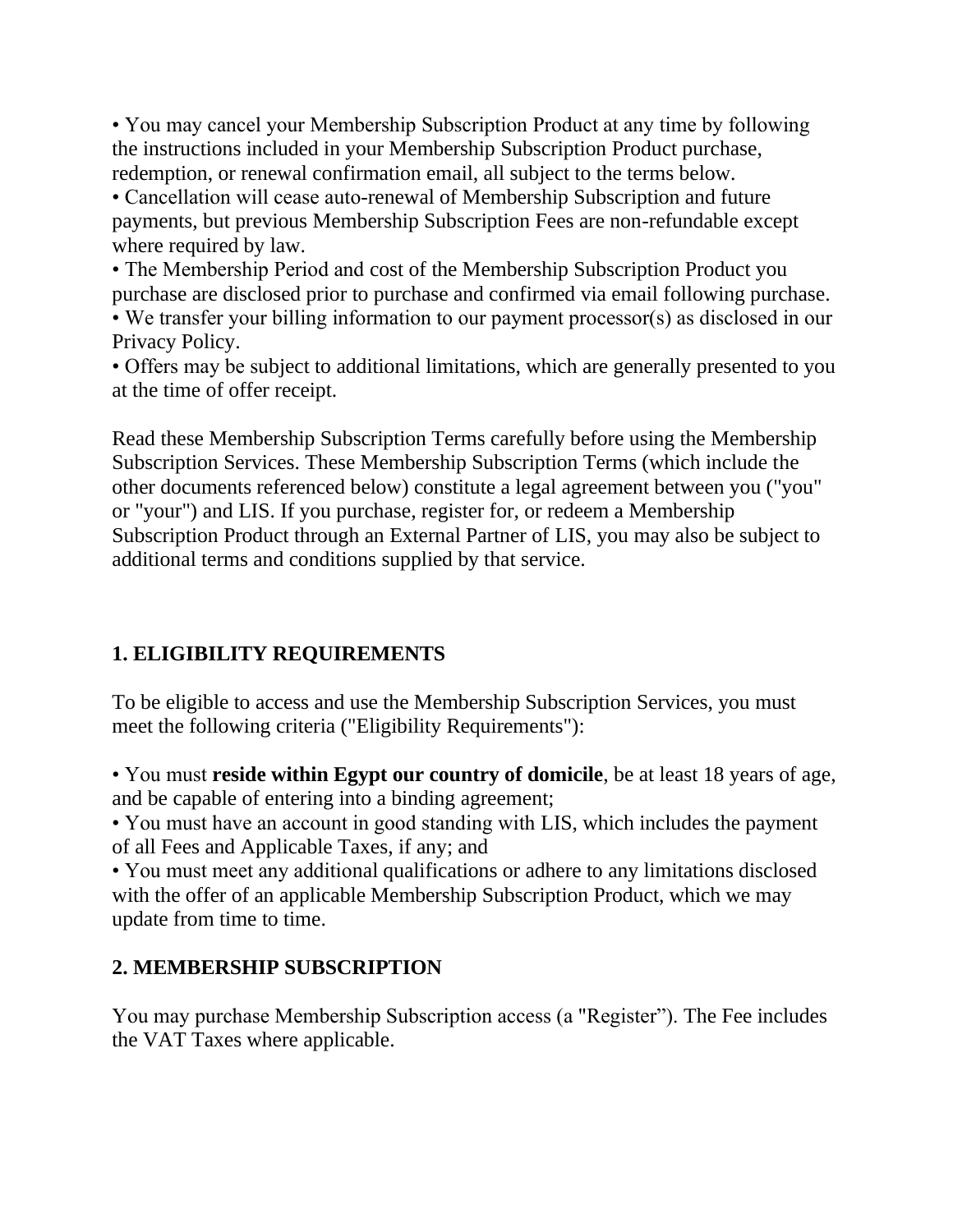- You may cancel your Membership Subscription Product at any time by following the instructions included in your Membership Subscription Product purchase, redemption, or renewal confirmation email, all subject to the terms below.
- Cancellation will cease auto-renewal of Membership Subscription and future payments, but previous Membership Subscription Fees are non-refundable except where required by law.
- The Membership Period and cost of the Membership Subscription Product you purchase are disclosed prior to purchase and confirmed via email following purchase.
- We transfer your billing information to our payment processor(s) as disclosed in our Privacy Policy.
- Offers may be subject to additional limitations, which are generally presented to you at the time of offer receipt.

Read these Membership Subscription Terms carefully before using the Membership Subscription Services. These Membership Subscription Terms (which include the other documents referenced below) constitute a legal agreement between you ("you" or "your") and LIS. If you purchase, register for, or redeem a Membership Subscription Product through an External Partner of LIS, you may also be subject to additional terms and conditions supplied by that service.

## 1. ELIGIBILITY REQUIREMENTS

To be eligible to access and use the Membership Subscription Services, you must meet the following criteria ("Eligibility Requirements"):

- You must **reside within Egypt our country of domicile**, be at least 18 years of age, and be capable of entering into a binding agreement;
- You must have an account in good standing with LIS, which includes the payment of all Fees and Applicable Taxes, if any; and
- You must meet any additional qualifications or adhere to any limitations disclosed with the offer of an applicable Membership Subscription Product, which we may update from time to time.

## 2. MEMBERSHIP SUBSCRIPTION

You may purchase Membership Subscription access (a "Register”). The Fee includes the VAT Taxes where applicable.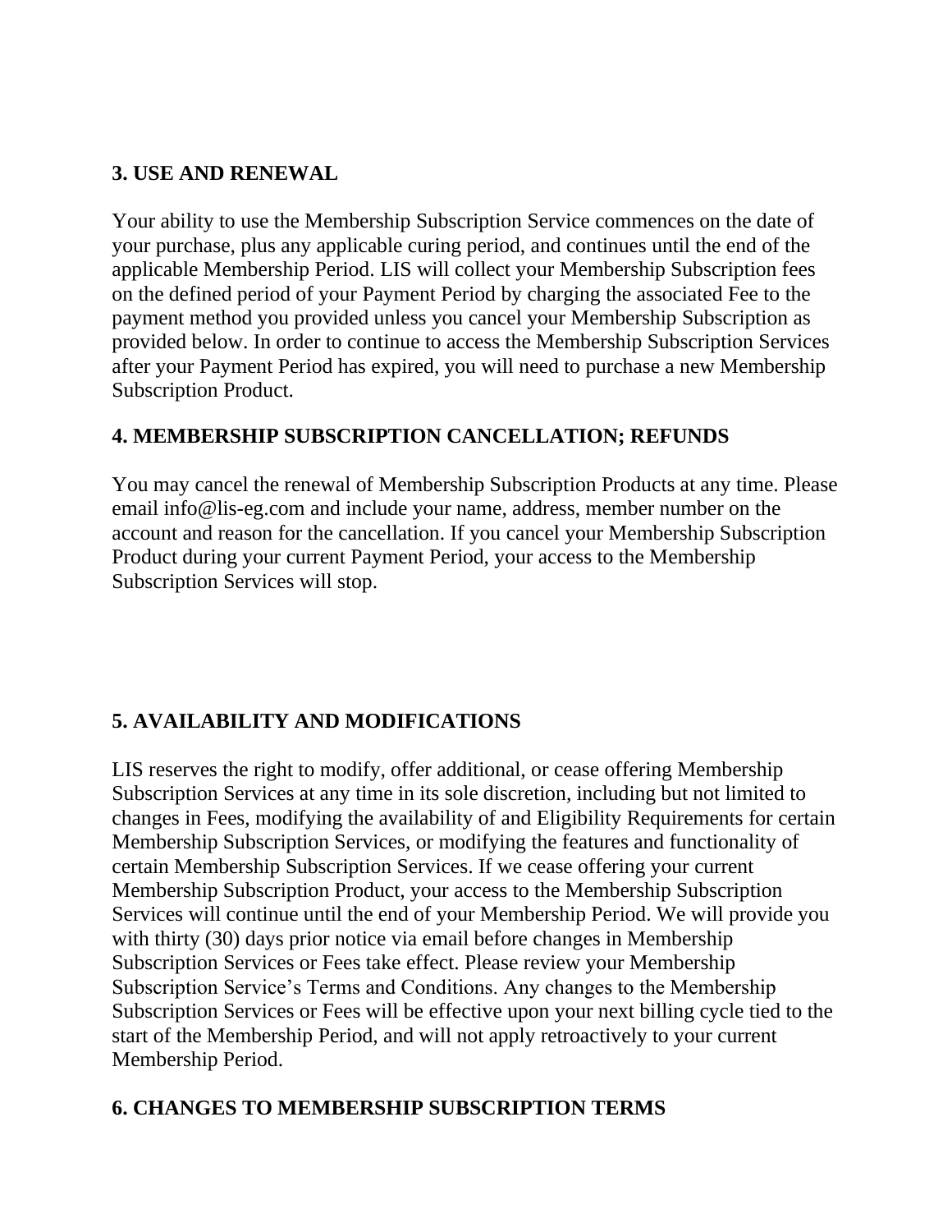## 3. USE AND RENEWAL

Your ability to use the Membership Subscription Service commences on the date of your purchase, plus any applicable curing period, and continues until the end of the applicable Membership Period. LIS will collect your Membership Subscription fees on the defined period of your Payment Period by charging the associated Fee to the payment method you provided unless you cancel your Membership Subscription as provided below. In order to continue to access the Membership Subscription Services after your Payment Period has expired, you will need to purchase a new Membership Subscription Product.

## 4. MEMBERSHIP SUBSCRIPTION CANCELLATION; REFUNDS

You may cancel the renewal of Membership Subscription Products at any time. Please email info@lis-eg.com and include your name, address, member number on the account and reason for the cancellation. If you cancel your Membership Subscription Product during your current Payment Period, your access to the Membership Subscription Services will stop.

## 5. AVAILABILITY AND MODIFICATIONS

LIS reserves the right to modify, offer additional, or cease offering Membership Subscription Services at any time in its sole discretion, including but not limited to changes in Fees, modifying the availability of and Eligibility Requirements for certain Membership Subscription Services, or modifying the features and functionality of certain Membership Subscription Services. If we cease offering your current Membership Subscription Product, your access to the Membership Subscription Services will continue until the end of your Membership Period. We will provide you with thirty (30) days prior notice via email before changes in Membership Subscription Services or Fees take effect. Please review your Membership Subscription Service's Terms and Conditions. Any changes to the Membership Subscription Services or Fees will be effective upon your next billing cycle tied to the start of the Membership Period, and will not apply retroactively to your current Membership Period.

## 6. CHANGES TO MEMBERSHIP SUBSCRIPTION TERMS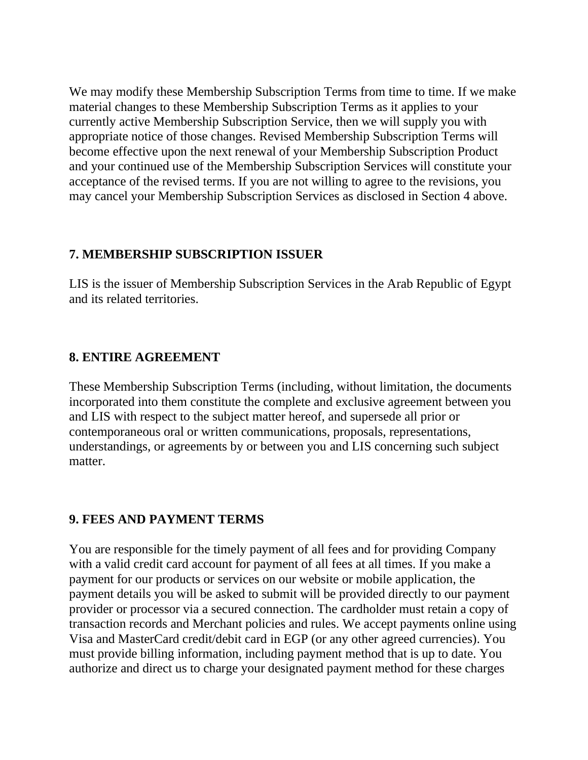We may modify these Membership Subscription Terms from time to time. If we make material changes to these Membership Subscription Terms as it applies to your currently active Membership Subscription Service, then we will supply you with appropriate notice of those changes. Revised Membership Subscription Terms will become effective upon the next renewal of your Membership Subscription Product and your continued use of the Membership Subscription Services will constitute your acceptance of the revised terms. If you are not willing to agree to the revisions, you may cancel your Membership Subscription Services as disclosed in Section 4 above.

**7. MEMBERSHIP SUBSCRIPTION ISSUER**

LIS is the issuer of Membership Subscription Services in the Arab Republic of Egypt and its related territories.

**8. ENTIRE AGREEMENT**

These Membership Subscription Terms (including, without limitation, the documents incorporated into them constitute the complete and exclusive agreement between you and LIS with respect to the subject matter hereof, and supersede all prior or contemporaneous oral or written communications, proposals, representations, understandings, or agreements by or between you and LIS concerning such subject matter.

**9. FEES AND PAYMENT TERMS**

You are responsible for the timely payment of all fees and for providing Company with a valid credit card account for payment of all fees at all times. If you make a payment for our products or services on our website or mobile application, the payment details you will be asked to submit will be provided directly to our payment provider or processor via a secured connection. The cardholder must retain a copy of transaction records and Merchant policies and rules. We accept payments online using Visa and MasterCard credit/debit card in EGP (or any other agreed currencies). You must provide billing information, including payment method that is up to date. You authorize and direct us to charge your designated payment method for these charges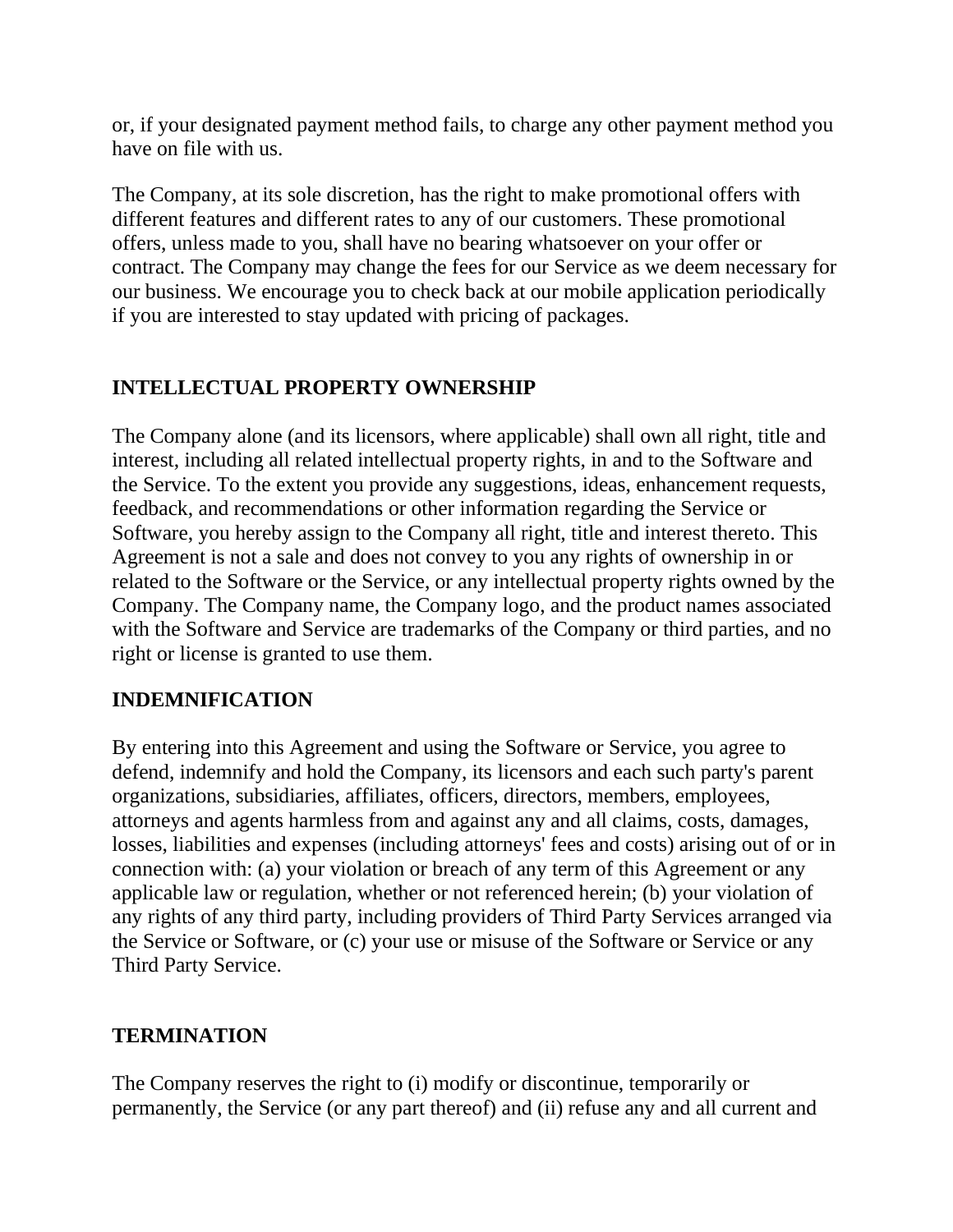or, if your designated payment method fails, to charge any other payment method you have on file with us.

The Company, at its sole discretion, has the right to make promotional offers with different features and different rates to any of our customers. These promotional offers, unless made to you, shall have no bearing whatsoever on your offer or contract. The Company may change the fees for our Service as we deem necessary for our business. We encourage you to check back at our mobile application periodically if you are interested to stay updated with pricing of packages.

## INTELLECTUAL PROPERTY OWNERSHIP

The Company alone (and its licensors, where applicable) shall own all right, title and interest, including all related intellectual property rights, in and to the Software and the Service. To the extent you provide any suggestions, ideas, enhancement requests, feedback, and recommendations or other information regarding the Service or Software, you hereby assign to the Company all right, title and interest thereto. This Agreement is not a sale and does not convey to you any rights of ownership in or related to the Software or the Service, or any intellectual property rights owned by the Company. The Company name, the Company logo, and the product names associated with the Software and Service are trademarks of the Company or third parties, and no right or license is granted to use them.

## INDEMNIFICATION

By entering into this Agreement and using the Software or Service, you agree to defend, indemnify and hold the Company, its licensors and each such party's parent organizations, subsidiaries, affiliates, officers, directors, members, employees, attorneys and agents harmless from and against any and all claims, costs, damages, losses, liabilities and expenses (including attorneys' fees and costs) arising out of or in connection with: (a) your violation or breach of any term of this Agreement or any applicable law or regulation, whether or not referenced herein; (b) your violation of any rights of any third party, including providers of Third Party Services arranged via the Service or Software, or (c) your use or misuse of the Software or Service or any Third Party Service.

## TERMINATION

The Company reserves the right to (i) modify or discontinue, temporarily or permanently, the Service (or any part thereof) and (ii) refuse any and all current and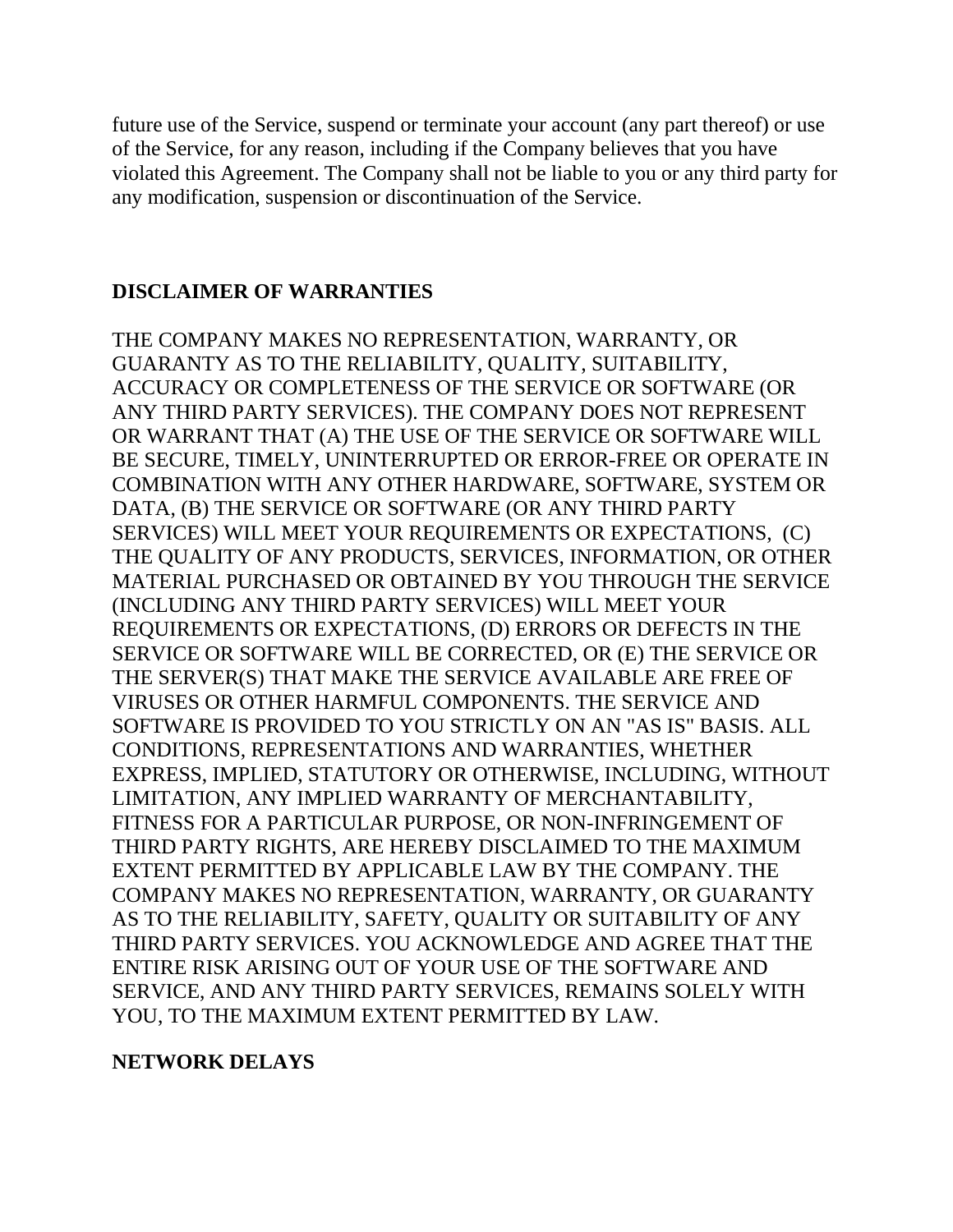future use of the Service, suspend or terminate your account (any part thereof) or use of the Service, for any reason, including if the Company believes that you have violated this Agreement. The Company shall not be liable to you or any third party for any modification, suspension or discontinuation of the Service.

**DISCLAIMER OF WARRANTIES**

THE COMPANY MAKES NO REPRESENTATION, WARRANTY, OR GUARANTY AS TO THE RELIABILITY, QUALITY, SUITABILITY, ACCURACY OR COMPLETENESS OF THE SERVICE OR SOFTWARE (OR ANY THIRD PARTY SERVICES). THE COMPANY DOES NOT REPRESENT OR WARRANT THAT (A) THE USE OF THE SERVICE OR SOFTWARE WILL BE SECURE, TIMELY, UNINTERRUPTED OR ERROR-FREE OR OPERATE IN COMBINATION WITH ANY OTHER HARDWARE, SOFTWARE, SYSTEM OR DATA, (B) THE SERVICE OR SOFTWARE (OR ANY THIRD PARTY SERVICES) WILL MEET YOUR REQUIREMENTS OR EXPECTATIONS, (C) THE QUALITY OF ANY PRODUCTS, SERVICES, INFORMATION, OR OTHER MATERIAL PURCHASED OR OBTAINED BY YOU THROUGH THE SERVICE (INCLUDING ANY THIRD PARTY SERVICES) WILL MEET YOUR REQUIREMENTS OR EXPECTATIONS, (D) ERRORS OR DEFECTS IN THE SERVICE OR SOFTWARE WILL BE CORRECTED, OR (E) THE SERVICE OR THE SERVER(S) THAT MAKE THE SERVICE AVAILABLE ARE FREE OF VIRUSES OR OTHER HARMFUL COMPONENTS. THE SERVICE AND SOFTWARE IS PROVIDED TO YOU STRICTLY ON AN "AS IS" BASIS. ALL CONDITIONS, REPRESENTATIONS AND WARRANTIES, WHETHER EXPRESS, IMPLIED, STATUTORY OR OTHERWISE, INCLUDING, WITHOUT LIMITATION, ANY IMPLIED WARRANTY OF MERCHANTABILITY, FITNESS FOR A PARTICULAR PURPOSE, OR NON-INFRINGEMENT OF THIRD PARTY RIGHTS, ARE HEREBY DISCLAIMED TO THE MAXIMUM EXTENT PERMITTED BY APPLICABLE LAW BY THE COMPANY. THE COMPANY MAKES NO REPRESENTATION, WARRANTY, OR GUARANTY AS TO THE RELIABILITY, SAFETY, QUALITY OR SUITABILITY OF ANY THIRD PARTY SERVICES. YOU ACKNOWLEDGE AND AGREE THAT THE ENTIRE RISK ARISING OUT OF YOUR USE OF THE SOFTWARE AND SERVICE, AND ANY THIRD PARTY SERVICES, REMAINS SOLELY WITH YOU, TO THE MAXIMUM EXTENT PERMITTED BY LAW.

**NETWORK DELAYS**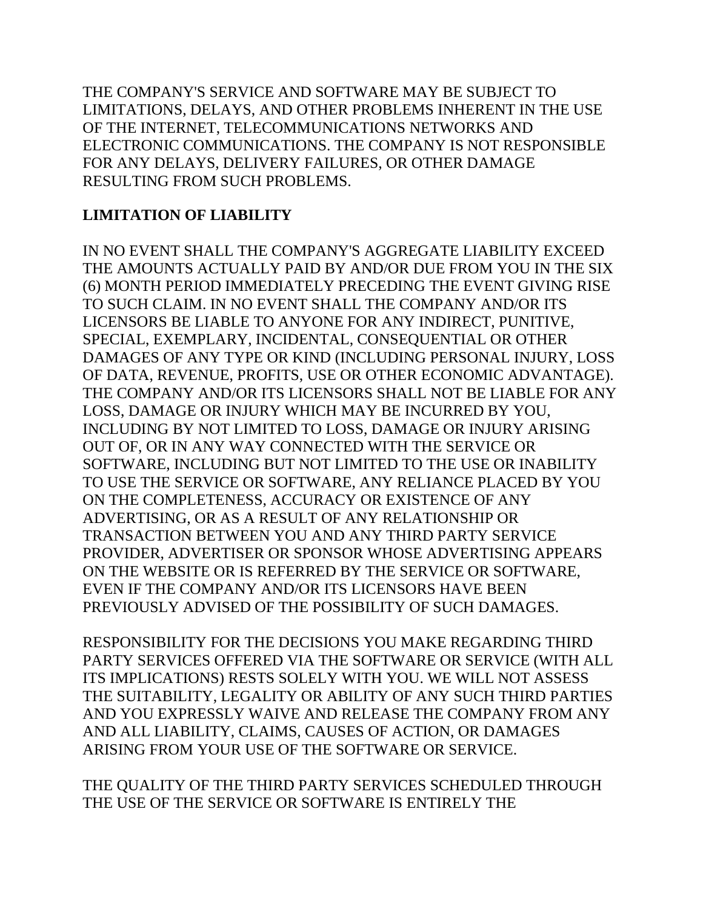THE COMPANY'S SERVICE AND SOFTWARE MAY BE SUBJECT TO LIMITATIONS, DELAYS, AND OTHER PROBLEMS INHERENT IN THE USE OF THE INTERNET, TELECOMMUNICATIONS NETWORKS AND ELECTRONIC COMMUNICATIONS. THE COMPANY IS NOT RESPONSIBLE FOR ANY DELAYS, DELIVERY FAILURES, OR OTHER DAMAGE RESULTING FROM SUCH PROBLEMS.

**LIMITATION OF LIABILITY**

IN NO EVENT SHALL THE COMPANY'S AGGREGATE LIABILITY EXCEED THE AMOUNTS ACTUALLY PAID BY AND/OR DUE FROM YOU IN THE SIX (6) MONTH PERIOD IMMEDIATELY PRECEDING THE EVENT GIVING RISE TO SUCH CLAIM. IN NO EVENT SHALL THE COMPANY AND/OR ITS LICENSORS BE LIABLE TO ANYONE FOR ANY INDIRECT, PUNITIVE, SPECIAL, EXEMPLARY, INCIDENTAL, CONSEQUENTIAL OR OTHER DAMAGES OF ANY TYPE OR KIND (INCLUDING PERSONAL INJURY, LOSS OF DATA, REVENUE, PROFITS, USE OR OTHER ECONOMIC ADVANTAGE). THE COMPANY AND/OR ITS LICENSORS SHALL NOT BE LIABLE FOR ANY LOSS, DAMAGE OR INJURY WHICH MAY BE INCURRED BY YOU, INCLUDING BY NOT LIMITED TO LOSS, DAMAGE OR INJURY ARISING OUT OF, OR IN ANY WAY CONNECTED WITH THE SERVICE OR SOFTWARE, INCLUDING BUT NOT LIMITED TO THE USE OR INABILITY TO USE THE SERVICE OR SOFTWARE, ANY RELIANCE PLACED BY YOU ON THE COMPLETENESS, ACCURACY OR EXISTENCE OF ANY ADVERTISING, OR AS A RESULT OF ANY RELATIONSHIP OR TRANSACTION BETWEEN YOU AND ANY THIRD PARTY SERVICE PROVIDER, ADVERTISER OR SPONSOR WHOSE ADVERTISING APPEARS ON THE WEBSITE OR IS REFERRED BY THE SERVICE OR SOFTWARE, EVEN IF THE COMPANY AND/OR ITS LICENSORS HAVE BEEN PREVIOUSLY ADVISED OF THE POSSIBILITY OF SUCH DAMAGES.

RESPONSIBILITY FOR THE DECISIONS YOU MAKE REGARDING THIRD PARTY SERVICES OFFERED VIA THE SOFTWARE OR SERVICE (WITH ALL ITS IMPLICATIONS) RESTS SOLELY WITH YOU. WE WILL NOT ASSESS THE SUITABILITY, LEGALITY OR ABILITY OF ANY SUCH THIRD PARTIES AND YOU EXPRESSLY WAIVE AND RELEASE THE COMPANY FROM ANY AND ALL LIABILITY, CLAIMS, CAUSES OF ACTION, OR DAMAGES ARISING FROM YOUR USE OF THE SOFTWARE OR SERVICE.

THE QUALITY OF THE THIRD PARTY SERVICES SCHEDULED THROUGH THE USE OF THE SERVICE OR SOFTWARE IS ENTIRELY THE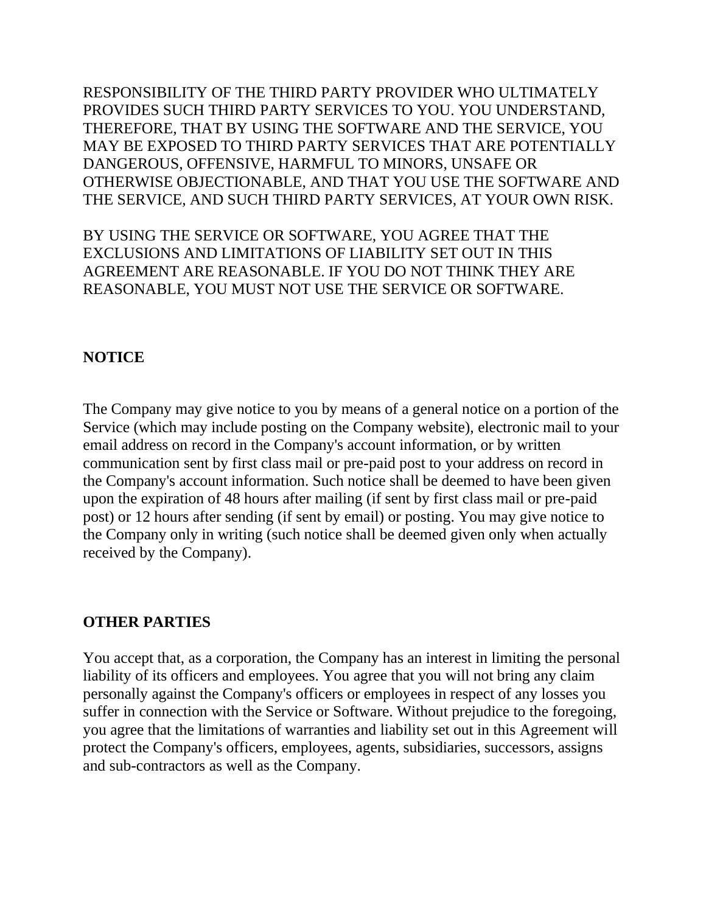RESPONSIBILITY OF THE THIRD PARTY PROVIDER WHO ULTIMATELY PROVIDES SUCH THIRD PARTY SERVICES TO YOU. YOU UNDERSTAND, THEREFORE, THAT BY USING THE SOFTWARE AND THE SERVICE, YOU MAY BE EXPOSED TO THIRD PARTY SERVICES THAT ARE POTENTIALLY DANGEROUS, OFFENSIVE, HARMFUL TO MINORS, UNSAFE OR OTHERWISE OBJECTIONABLE, AND THAT YOU USE THE SOFTWARE AND THE SERVICE, AND SUCH THIRD PARTY SERVICES, AT YOUR OWN RISK.

BY USING THE SERVICE OR SOFTWARE, YOU AGREE THAT THE EXCLUSIONS AND LIMITATIONS OF LIABILITY SET OUT IN THIS AGREEMENT ARE REASONABLE. IF YOU DO NOT THINK THEY ARE REASONABLE, YOU MUST NOT USE THE SERVICE OR SOFTWARE.

**NOTICE**

The Company may give notice to you by means of a general notice on a portion of the Service (which may include posting on the Company website), electronic mail to your email address on record in the Company's account information, or by written communication sent by first class mail or pre-paid post to your address on record in the Company's account information. Such notice shall be deemed to have been given upon the expiration of 48 hours after mailing (if sent by first class mail or pre-paid post) or 12 hours after sending (if sent by email) or posting. You may give notice to the Company only in writing (such notice shall be deemed given only when actually received by the Company).

**OTHER PARTIES**

You accept that, as a corporation, the Company has an interest in limiting the personal liability of its officers and employees. You agree that you will not bring any claim personally against the Company's officers or employees in respect of any losses you suffer in connection with the Service or Software. Without prejudice to the foregoing, you agree that the limitations of warranties and liability set out in this Agreement will protect the Company's officers, employees, agents, subsidiaries, successors, assigns and sub-contractors as well as the Company.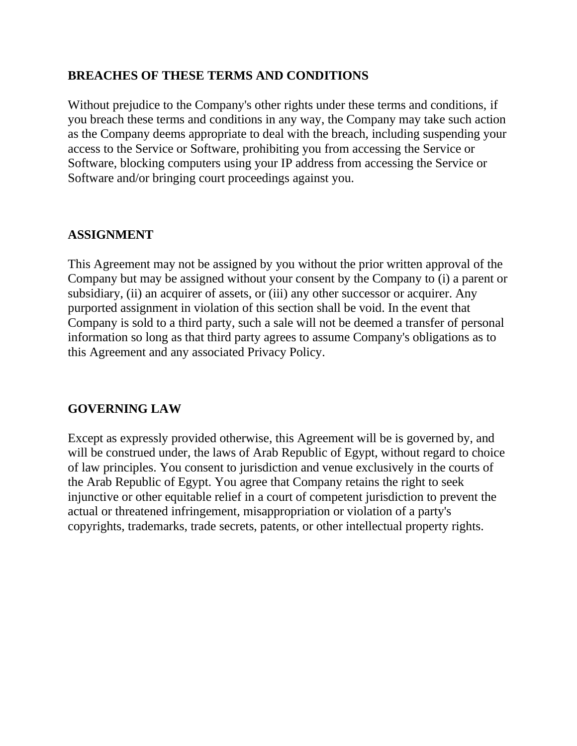## BREACHES OF THESE TERMS AND CONDITIONS

Without prejudice to the Company's other rights under these terms and conditions, if you breach these terms and conditions in any way, the Company may take such action as the Company deems appropriate to deal with the breach, including suspending your access to the Service or Software, prohibiting you from accessing the Service or Software, blocking computers using your IP address from accessing the Service or Software and/or bringing court proceedings against you.

## ASSIGNMENT

This Agreement may not be assigned by you without the prior written approval of the Company but may be assigned without your consent by the Company to (i) a parent or subsidiary, (ii) an acquirer of assets, or (iii) any other successor or acquirer. Any purported assignment in violation of this section shall be void. In the event that Company is sold to a third party, such a sale will not be deemed a transfer of personal information so long as that third party agrees to assume Company's obligations as to this Agreement and any associated Privacy Policy.

## GOVERNING LAW

Except as expressly provided otherwise, this Agreement will be is governed by, and will be construed under, the laws of Arab Republic of Egypt, without regard to choice of law principles. You consent to jurisdiction and venue exclusively in the courts of the Arab Republic of Egypt. You agree that Company retains the right to seek injunctive or other equitable relief in a court of competent jurisdiction to prevent the actual or threatened infringement, misappropriation or violation of a party's copyrights, trademarks, trade secrets, patents, or other intellectual property rights.